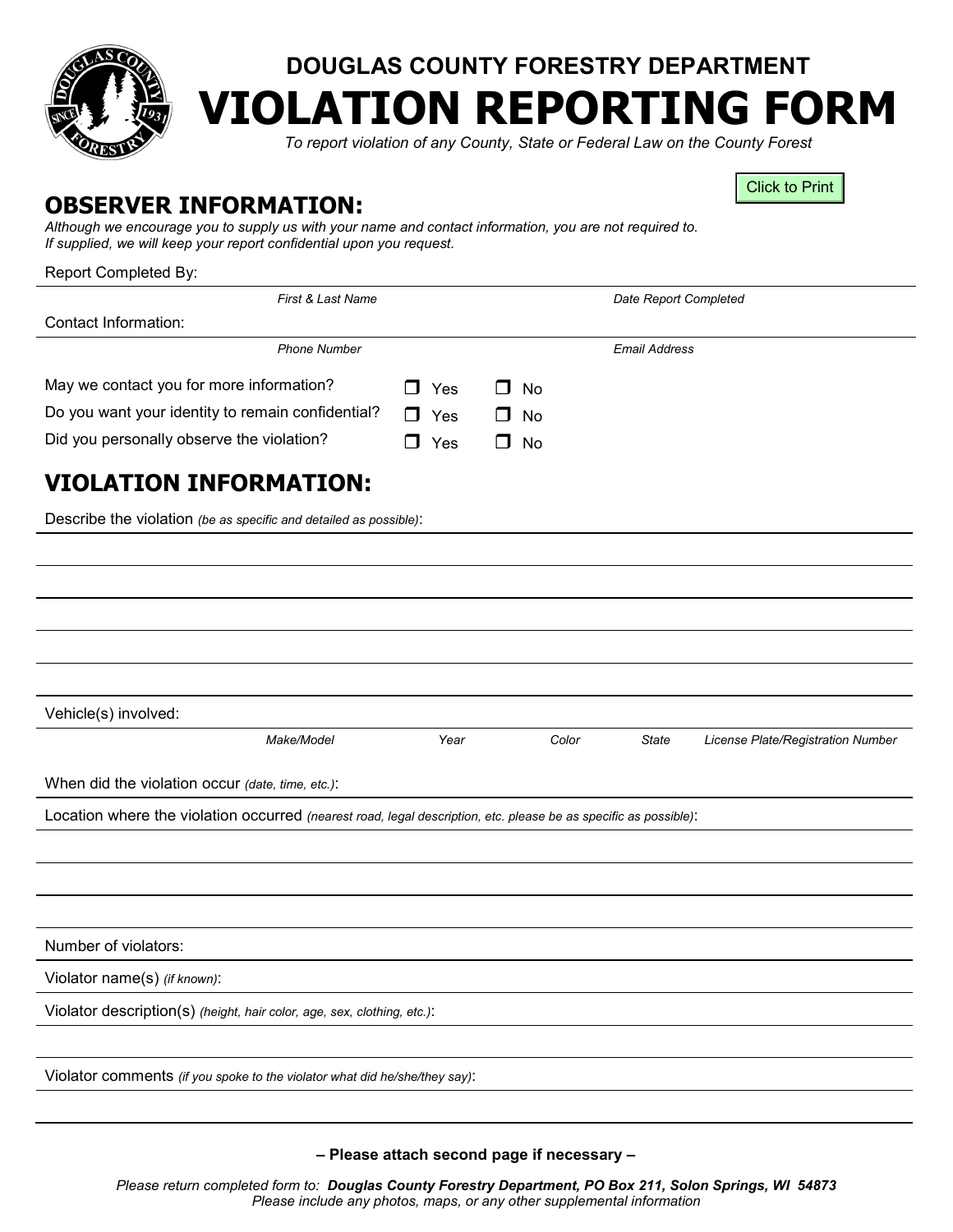# DOUGLAS COUNTY FORESTRY DEPARTMENT

# VIOLATION REPORTING FORM

*To report violation of any County, State or Federal Law on the County Forest*

Click to Print

## OBSERVER INFORMATION:

*Although we encourage you to supply us with your name and contact information, you are not required to. If supplied, we will keep your report confidential upon you request.*

Report Completed By:

*First & Last Name* *Date Report Completed*

Contact Information:

*Phone Number* *Email Address*

May we contact you for more information? ☐ Yes ☐ No

Do you want your identity to remain confidential? ☐ Yes ☐ No

Did you personally observe the violation? ☐ Yes ☐ No

## VIOLATION INFORMATION:

Describe the violation *(be as specific and detailed as possible)*:

Vehicle(s) involved:

*Make/Model* *Year* *Color* *State* *License Plate/Registration Number*

When did the violation occur *(date, time, etc.)*:

Location where the violation occurred *(nearest road, legal description, etc. please be as specific as possible)*:

Number of violators:

Violator name(s) *(if known)*:

Violator description(s) *(height, hair color, age, sex, clothing, etc.)*:

Violator comments *(if you spoke to the violator what did he/she/they say)*:

**– Please attach second page if necessary –**

*Please return completed form to:* ***Douglas County Forestry Department, PO Box 211, Solon Springs, WI 54873***
*Please include any photos, maps, or any other supplemental information*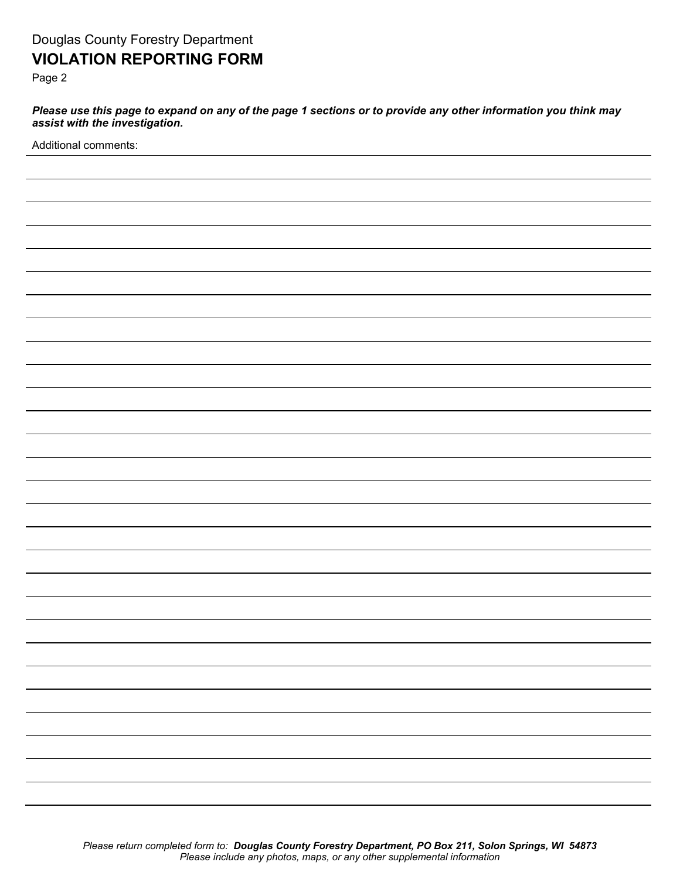Douglas County Forestry Department

# VIOLATION REPORTING FORM

Page 2

***Please use this page to expand on any of the page 1 sections or to provide any other information you think may assist with the investigation.***

Additional comments:

*Please return completed form to:* ***Douglas County Forestry Department, PO Box 211, Solon Springs, WI 54873***
*Please include any photos, maps, or any other supplemental information*